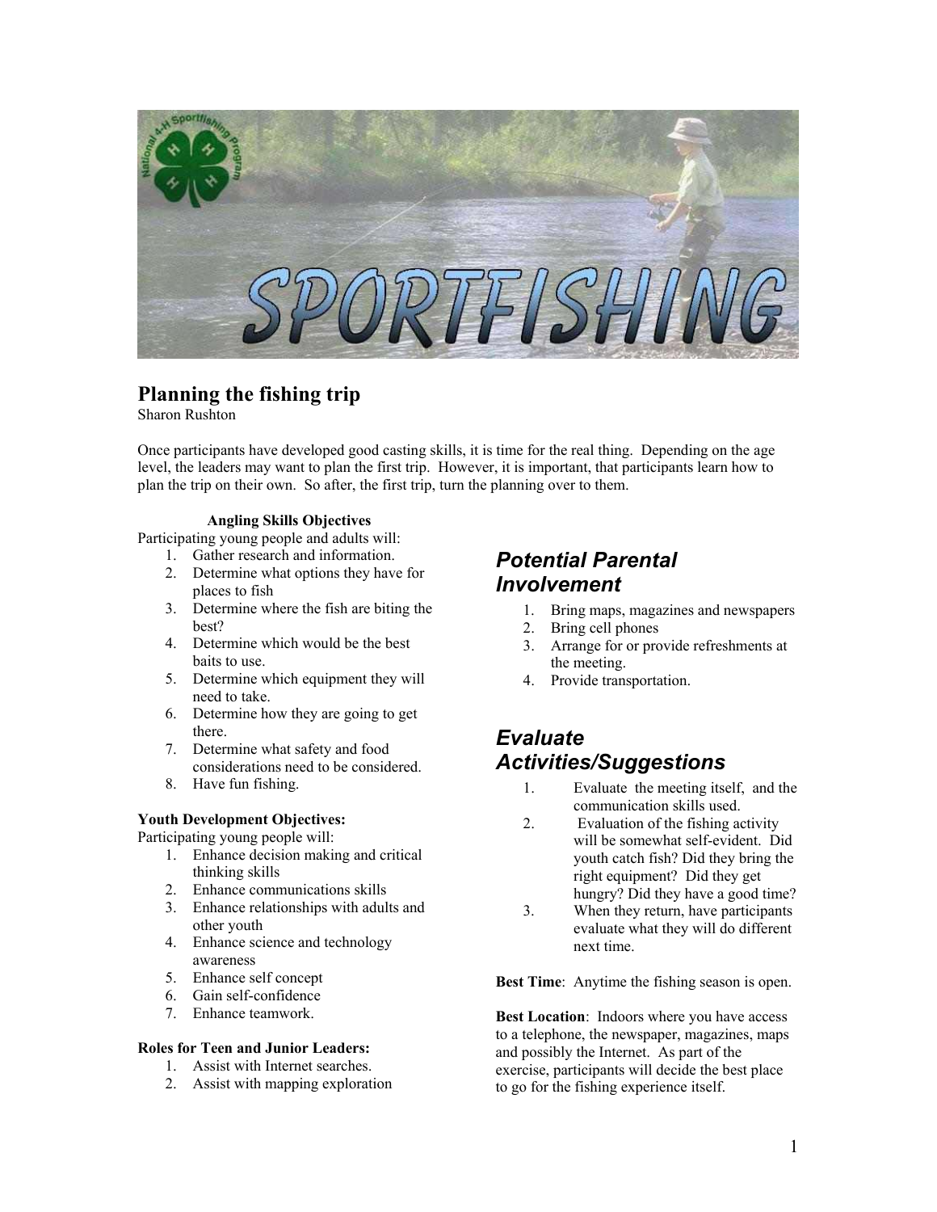# Planning the fishing trip

Sharon Rushton

Once participants have developed good casting skills, it is time for the real thing. Depending on the age level, the leaders may want to plan the first trip. However, it is important, that participants learn how to plan the trip on their own. So after, the first trip, turn the planning over to them.

**Angling Skills Objectives**

Participating young people and adults will:

1. Gather research and information.
2. Determine what options they have for places to fish
3. Determine where the fish are biting the best?
4. Determine which would be the best baits to use.
5. Determine which equipment they will need to take.
6. Determine how they are going to get there.
7. Determine what safety and food considerations need to be considered.
8. Have fun fishing.

**Youth Development Objectives:**

Participating young people will:

1. Enhance decision making and critical thinking skills
2. Enhance communications skills
3. Enhance relationships with adults and other youth
4. Enhance science and technology awareness
5. Enhance self concept
6. Gain self-confidence
7. Enhance teamwork.

**Roles for Teen and Junior Leaders:**

1. Assist with Internet searches.
2. Assist with mapping exploration

## *Potential Parental Involvement*

1. Bring maps, magazines and newspapers
2. Bring cell phones
3. Arrange for or provide refreshments at the meeting.
4. Provide transportation.

## *Evaluate Activities/Suggestions*

1. Evaluate the meeting itself, and the communication skills used.
2. Evaluation of the fishing activity will be somewhat self-evident. Did youth catch fish? Did they bring the right equipment? Did they get hungry? Did they have a good time?
3. When they return, have participants evaluate what they will do different next time.

**Best Time**: Anytime the fishing season is open.

**Best Location**: Indoors where you have access to a telephone, the newspaper, magazines, maps and possibly the Internet. As part of the exercise, participants will decide the best place to go for the fishing experience itself.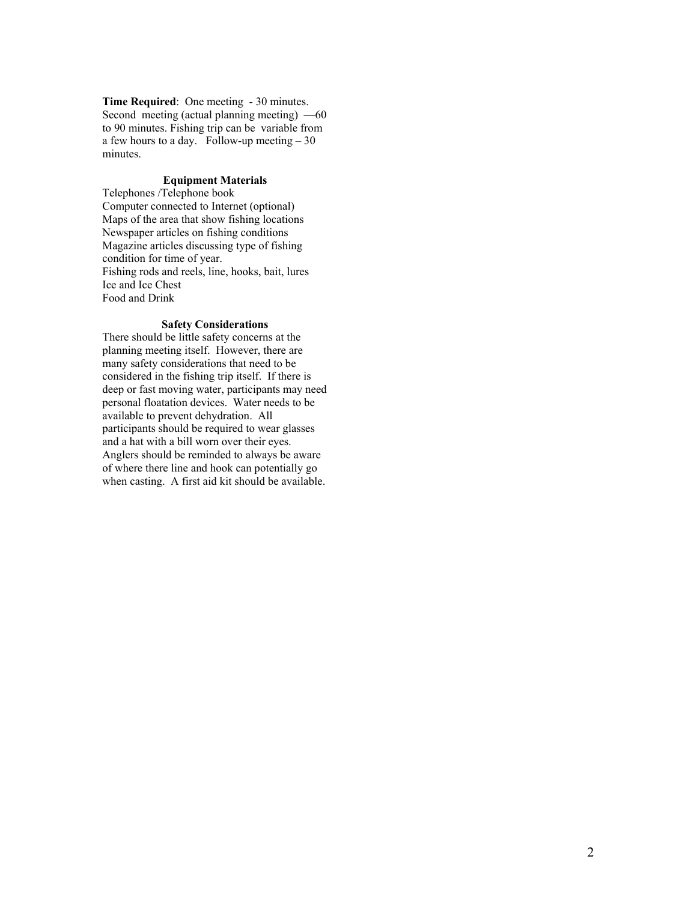**Time Required**: One meeting - 30 minutes. Second meeting (actual planning meeting) —60 to 90 minutes. Fishing trip can be variable from a few hours to a day. Follow-up meeting – 30 minutes.

### Equipment Materials

Telephones /Telephone book
Computer connected to Internet (optional)
Maps of the area that show fishing locations
Newspaper articles on fishing conditions
Magazine articles discussing type of fishing condition for time of year.
Fishing rods and reels, line, hooks, bait, lures
Ice and Ice Chest
Food and Drink

### Safety Considerations

There should be little safety concerns at the planning meeting itself. However, there are many safety considerations that need to be considered in the fishing trip itself. If there is deep or fast moving water, participants may need personal floatation devices. Water needs to be available to prevent dehydration. All participants should be required to wear glasses and a hat with a bill worn over their eyes. Anglers should be reminded to always be aware of where there line and hook can potentially go when casting. A first aid kit should be available.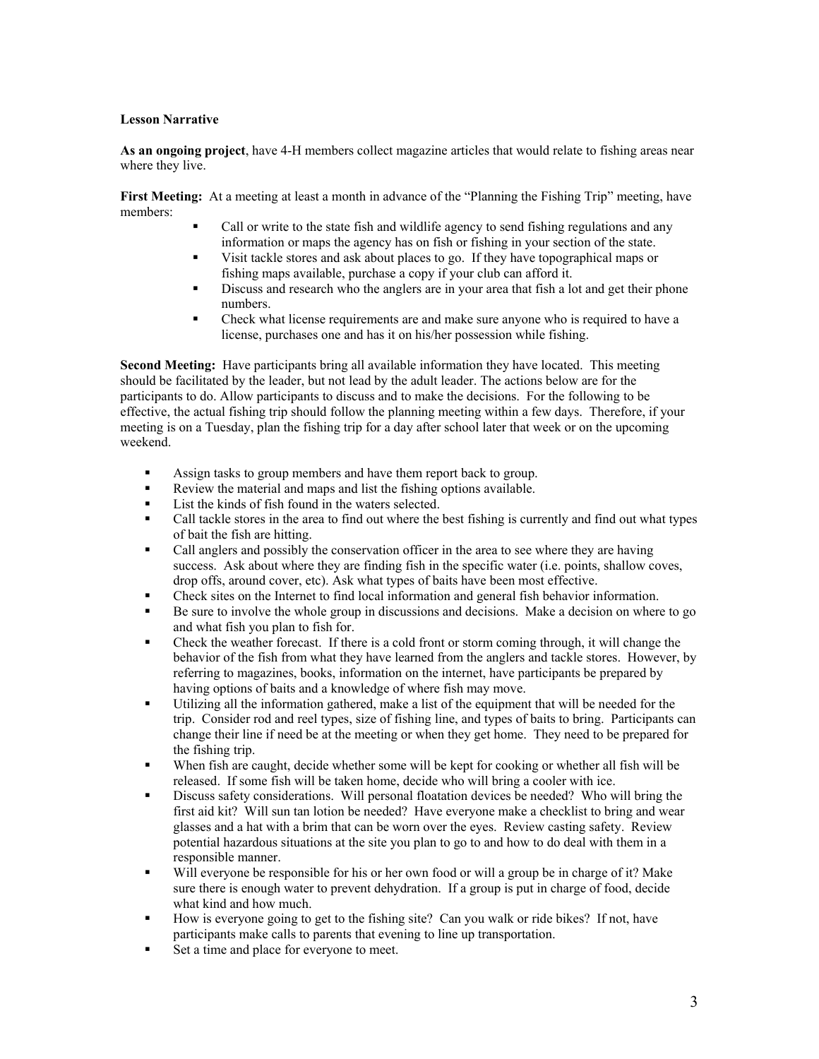**Lesson Narrative**

**As an ongoing project**, have 4-H members collect magazine articles that would relate to fishing areas near where they live.

**First Meeting:** At a meeting at least a month in advance of the "Planning the Fishing Trip" meeting, have members:

- Call or write to the state fish and wildlife agency to send fishing regulations and any information or maps the agency has on fish or fishing in your section of the state.
- Visit tackle stores and ask about places to go. If they have topographical maps or fishing maps available, purchase a copy if your club can afford it.
- Discuss and research who the anglers are in your area that fish a lot and get their phone numbers.
- Check what license requirements are and make sure anyone who is required to have a license, purchases one and has it on his/her possession while fishing.

**Second Meeting:** Have participants bring all available information they have located. This meeting should be facilitated by the leader, but not lead by the adult leader. The actions below are for the participants to do. Allow participants to discuss and to make the decisions. For the following to be effective, the actual fishing trip should follow the planning meeting within a few days. Therefore, if your meeting is on a Tuesday, plan the fishing trip for a day after school later that week or on the upcoming weekend.

- Assign tasks to group members and have them report back to group.
- Review the material and maps and list the fishing options available.
- List the kinds of fish found in the waters selected.
- Call tackle stores in the area to find out where the best fishing is currently and find out what types of bait the fish are hitting.
- Call anglers and possibly the conservation officer in the area to see where they are having success. Ask about where they are finding fish in the specific water (i.e. points, shallow coves, drop offs, around cover, etc). Ask what types of baits have been most effective.
- Check sites on the Internet to find local information and general fish behavior information.
- Be sure to involve the whole group in discussions and decisions. Make a decision on where to go and what fish you plan to fish for.
- Check the weather forecast. If there is a cold front or storm coming through, it will change the behavior of the fish from what they have learned from the anglers and tackle stores. However, by referring to magazines, books, information on the internet, have participants be prepared by having options of baits and a knowledge of where fish may move.
- Utilizing all the information gathered, make a list of the equipment that will be needed for the trip. Consider rod and reel types, size of fishing line, and types of baits to bring. Participants can change their line if need be at the meeting or when they get home. They need to be prepared for the fishing trip.
- When fish are caught, decide whether some will be kept for cooking or whether all fish will be released. If some fish will be taken home, decide who will bring a cooler with ice.
- Discuss safety considerations. Will personal floatation devices be needed? Who will bring the first aid kit? Will sun tan lotion be needed? Have everyone make a checklist to bring and wear glasses and a hat with a brim that can be worn over the eyes. Review casting safety. Review potential hazardous situations at the site you plan to go to and how to do deal with them in a responsible manner.
- Will everyone be responsible for his or her own food or will a group be in charge of it? Make sure there is enough water to prevent dehydration. If a group is put in charge of food, decide what kind and how much.
- How is everyone going to get to the fishing site? Can you walk or ride bikes? If not, have participants make calls to parents that evening to line up transportation.
- Set a time and place for everyone to meet.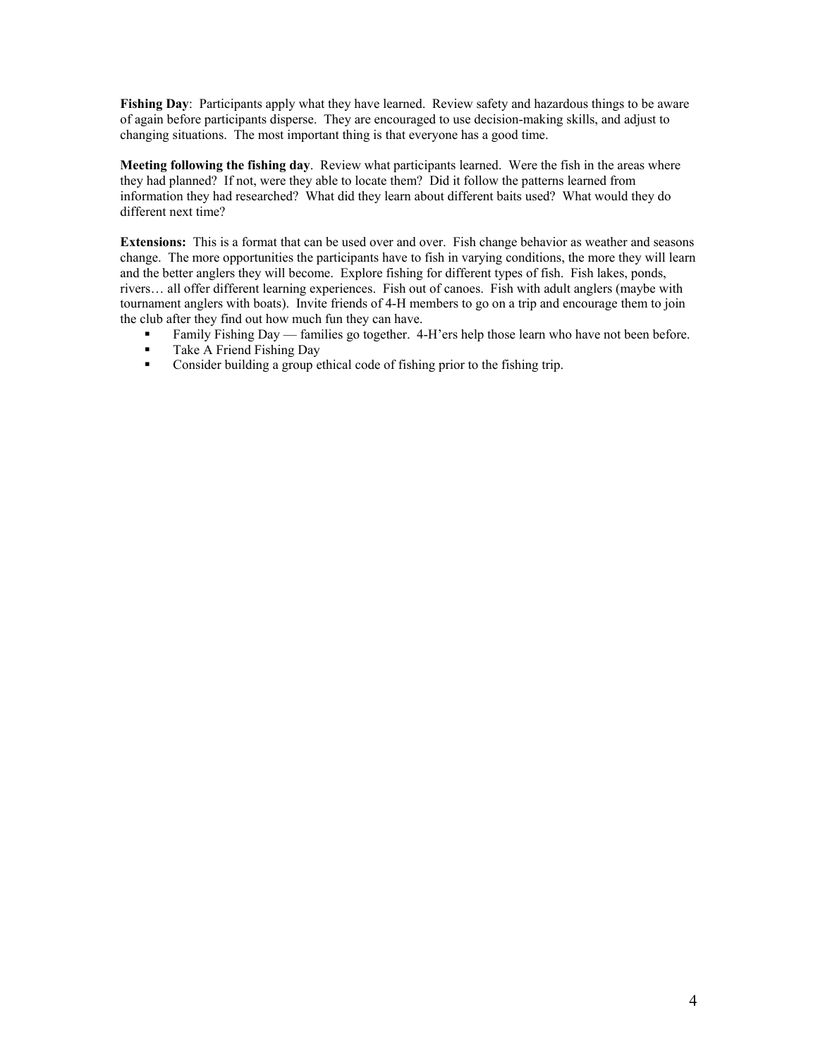**Fishing Day**: Participants apply what they have learned. Review safety and hazardous things to be aware of again before participants disperse. They are encouraged to use decision-making skills, and adjust to changing situations. The most important thing is that everyone has a good time.

**Meeting following the fishing day**. Review what participants learned. Were the fish in the areas where they had planned? If not, were they able to locate them? Did it follow the patterns learned from information they had researched? What did they learn about different baits used? What would they do different next time?

**Extensions:** This is a format that can be used over and over. Fish change behavior as weather and seasons change. The more opportunities the participants have to fish in varying conditions, the more they will learn and the better anglers they will become. Explore fishing for different types of fish. Fish lakes, ponds, rivers… all offer different learning experiences. Fish out of canoes. Fish with adult anglers (maybe with tournament anglers with boats). Invite friends of 4-H members to go on a trip and encourage them to join the club after they find out how much fun they can have.

- Family Fishing Day — families go together. 4-H'ers help those learn who have not been before.
- Take A Friend Fishing Day
- Consider building a group ethical code of fishing prior to the fishing trip.